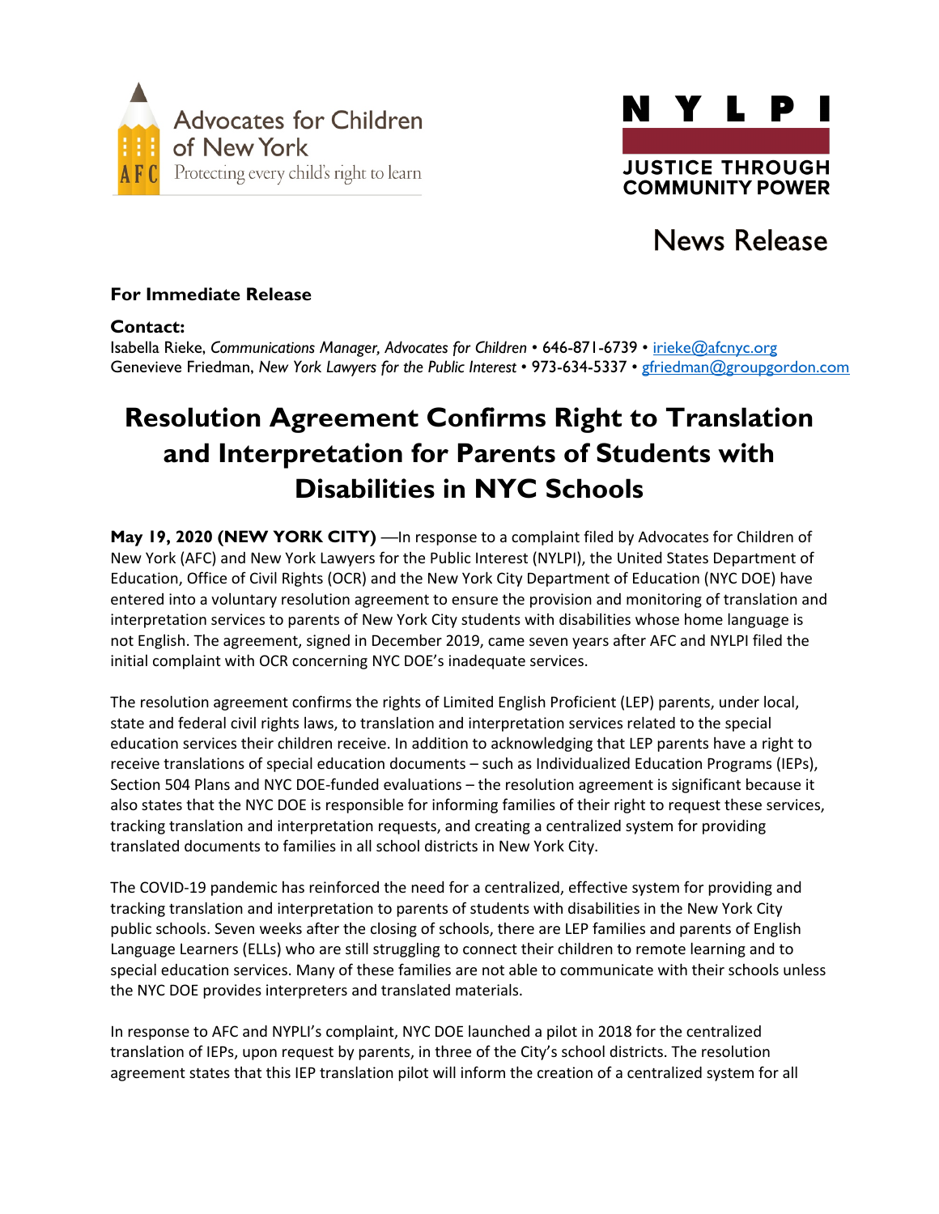Advocates for Children of New York
Protecting every child's right to learn

NYLPI
JUSTICE THROUGH COMMUNITY POWER

News Release

**For Immediate Release**

**Contact:**
Isabella Rieke, *Communications Manager, Advocates for Children* • 646-871-6739 • irieke@afcnyc.org
Genevieve Friedman, *New York Lawyers for the Public Interest* • 973-634-5337 • gfriedman@groupgordon.com

# Resolution Agreement Confirms Right to Translation and Interpretation for Parents of Students with Disabilities in NYC Schools

**May 19, 2020 (NEW YORK CITY)** —In response to a complaint filed by Advocates for Children of New York (AFC) and New York Lawyers for the Public Interest (NYLPI), the United States Department of Education, Office of Civil Rights (OCR) and the New York City Department of Education (NYC DOE) have entered into a voluntary resolution agreement to ensure the provision and monitoring of translation and interpretation services to parents of New York City students with disabilities whose home language is not English. The agreement, signed in December 2019, came seven years after AFC and NYLPI filed the initial complaint with OCR concerning NYC DOE's inadequate services.

The resolution agreement confirms the rights of Limited English Proficient (LEP) parents, under local, state and federal civil rights laws, to translation and interpretation services related to the special education services their children receive. In addition to acknowledging that LEP parents have a right to receive translations of special education documents – such as Individualized Education Programs (IEPs), Section 504 Plans and NYC DOE-funded evaluations – the resolution agreement is significant because it also states that the NYC DOE is responsible for informing families of their right to request these services, tracking translation and interpretation requests, and creating a centralized system for providing translated documents to families in all school districts in New York City.

The COVID-19 pandemic has reinforced the need for a centralized, effective system for providing and tracking translation and interpretation to parents of students with disabilities in the New York City public schools. Seven weeks after the closing of schools, there are LEP families and parents of English Language Learners (ELLs) who are still struggling to connect their children to remote learning and to special education services. Many of these families are not able to communicate with their schools unless the NYC DOE provides interpreters and translated materials.

In response to AFC and NYPLI's complaint, NYC DOE launched a pilot in 2018 for the centralized translation of IEPs, upon request by parents, in three of the City's school districts. The resolution agreement states that this IEP translation pilot will inform the creation of a centralized system for all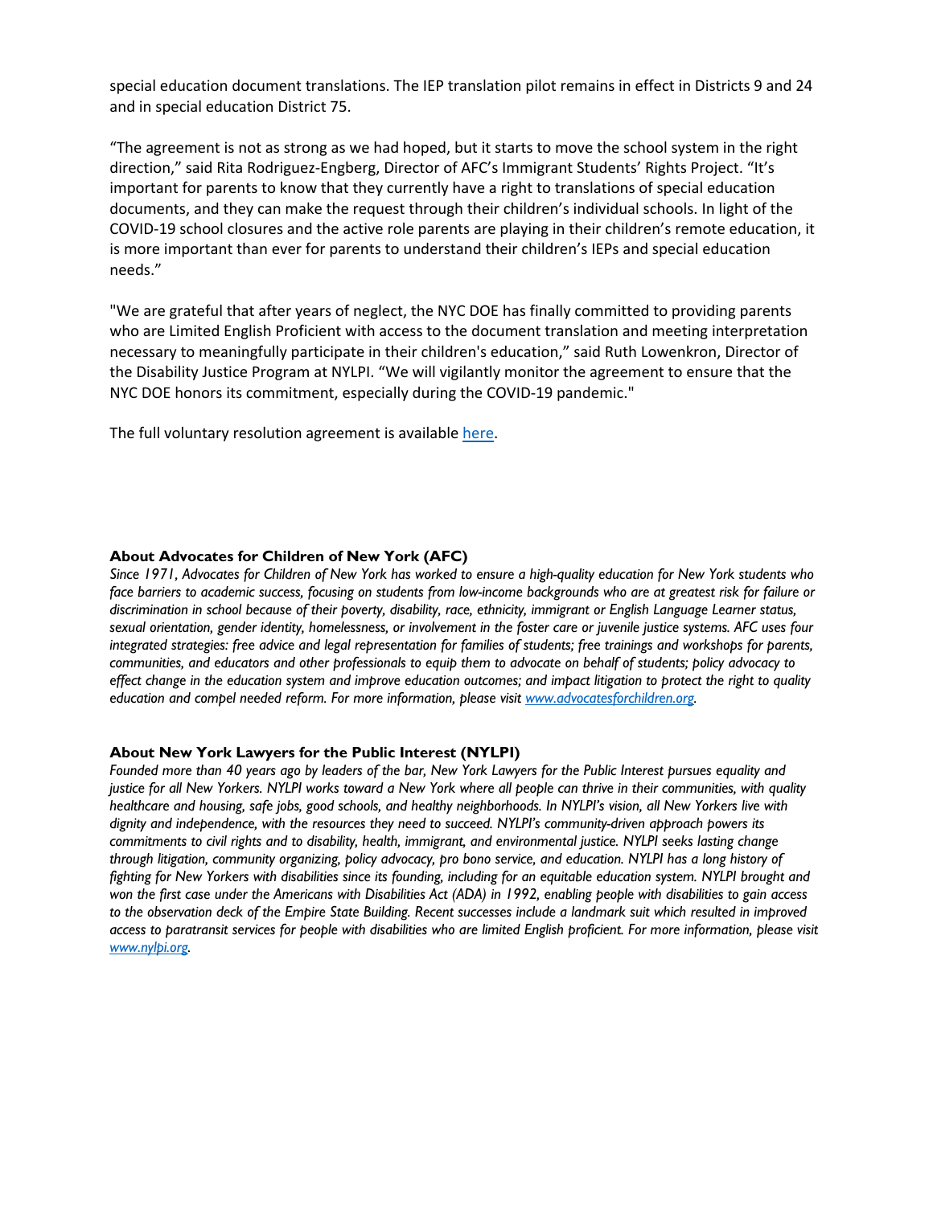special education document translations. The IEP translation pilot remains in effect in Districts 9 and 24 and in special education District 75.

"The agreement is not as strong as we had hoped, but it starts to move the school system in the right direction," said Rita Rodriguez-Engberg, Director of AFC's Immigrant Students' Rights Project. "It's important for parents to know that they currently have a right to translations of special education documents, and they can make the request through their children's individual schools. In light of the COVID-19 school closures and the active role parents are playing in their children's remote education, it is more important than ever for parents to understand their children's IEPs and special education needs."

"We are grateful that after years of neglect, the NYC DOE has finally committed to providing parents who are Limited English Proficient with access to the document translation and meeting interpretation necessary to meaningfully participate in their children's education," said Ruth Lowenkron, Director of the Disability Justice Program at NYLPI. "We will vigilantly monitor the agreement to ensure that the NYC DOE honors its commitment, especially during the COVID-19 pandemic."

The full voluntary resolution agreement is available here.

**About Advocates for Children of New York (AFC)**

*Since 1971, Advocates for Children of New York has worked to ensure a high-quality education for New York students who face barriers to academic success, focusing on students from low-income backgrounds who are at greatest risk for failure or discrimination in school because of their poverty, disability, race, ethnicity, immigrant or English Language Learner status, sexual orientation, gender identity, homelessness, or involvement in the foster care or juvenile justice systems. AFC uses four integrated strategies: free advice and legal representation for families of students; free trainings and workshops for parents, communities, and educators and other professionals to equip them to advocate on behalf of students; policy advocacy to effect change in the education system and improve education outcomes; and impact litigation to protect the right to quality education and compel needed reform. For more information, please visit www.advocatesforchildren.org.*

**About New York Lawyers for the Public Interest (NYLPI)**

*Founded more than 40 years ago by leaders of the bar, New York Lawyers for the Public Interest pursues equality and justice for all New Yorkers. NYLPI works toward a New York where all people can thrive in their communities, with quality healthcare and housing, safe jobs, good schools, and healthy neighborhoods. In NYLPI's vision, all New Yorkers live with dignity and independence, with the resources they need to succeed. NYLPI's community-driven approach powers its commitments to civil rights and to disability, health, immigrant, and environmental justice. NYLPI seeks lasting change through litigation, community organizing, policy advocacy, pro bono service, and education. NYLPI has a long history of fighting for New Yorkers with disabilities since its founding, including for an equitable education system. NYLPI brought and won the first case under the Americans with Disabilities Act (ADA) in 1992, enabling people with disabilities to gain access to the observation deck of the Empire State Building. Recent successes include a landmark suit which resulted in improved access to paratransit services for people with disabilities who are limited English proficient. For more information, please visit www.nylpi.org.*